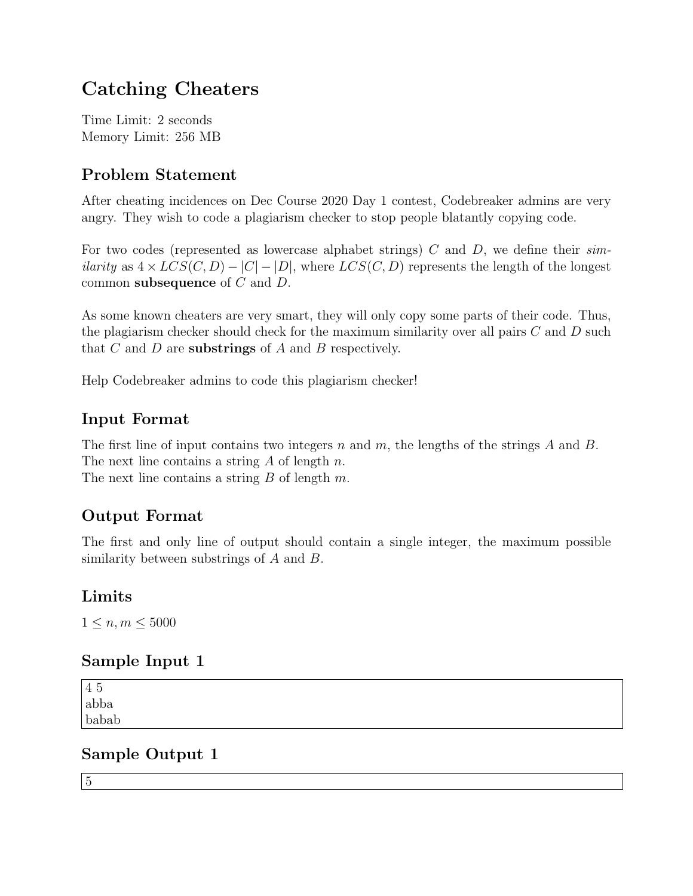# Catching Cheaters

Time Limit: 2 seconds
Memory Limit: 256 MB

## Problem Statement

After cheating incidences on Dec Course 2020 Day 1 contest, Codebreaker admins are very angry. They wish to code a plagiarism checker to stop people blatantly copying code.

For two codes (represented as lowercase alphabet strings) $C$ and $D$, we define their *similarity* as $4 \times LCS(C, D) - |C| - |D|$, where $LCS(C, D)$ represents the length of the longest common **subsequence** of $C$ and $D$.

As some known cheaters are very smart, they will only copy some parts of their code. Thus, the plagiarism checker should check for the maximum similarity over all pairs $C$ and $D$ such that $C$ and $D$ are **substrings** of $A$ and $B$ respectively.

Help Codebreaker admins to code this plagiarism checker!

## Input Format

The first line of input contains two integers $n$ and $m$, the lengths of the strings $A$ and $B$.
The next line contains a string $A$ of length $n$.
The next line contains a string $B$ of length $m$.

## Output Format

The first and only line of output should contain a single integer, the maximum possible similarity between substrings of $A$ and $B$.

## Limits

$1 \leq n, m \leq 5000$

## Sample Input 1

```
4 5
abba
babab
```

## Sample Output 1

```
5
```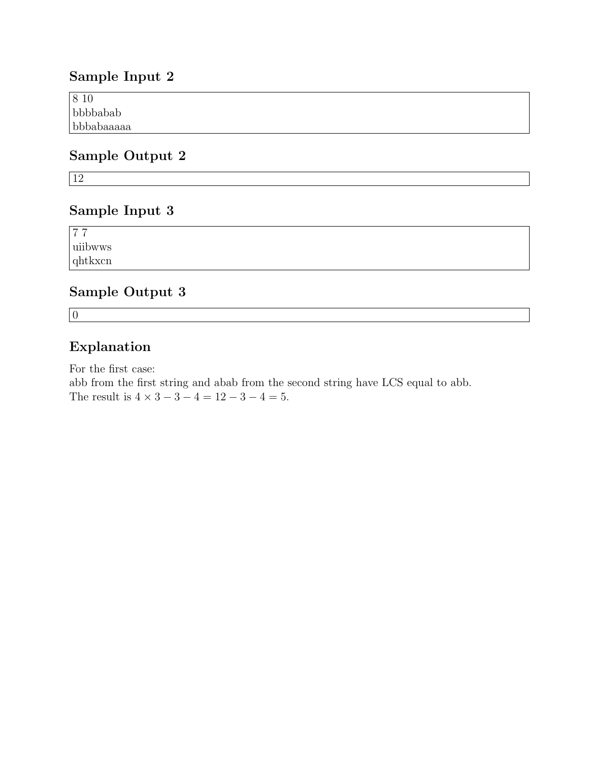## Sample Input 2

```
8 10
bbbbabab
bbbabaaaaa
```

## Sample Output 2

```
12
```

## Sample Input 3

```
7 7
uiibwws
qhtkxcn
```

## Sample Output 3

```
0
```

## Explanation

For the first case:
abb from the first string and abab from the second string have LCS equal to abb.
The result is $4 \times 3 - 3 - 4 = 12 - 3 - 4 = 5$.